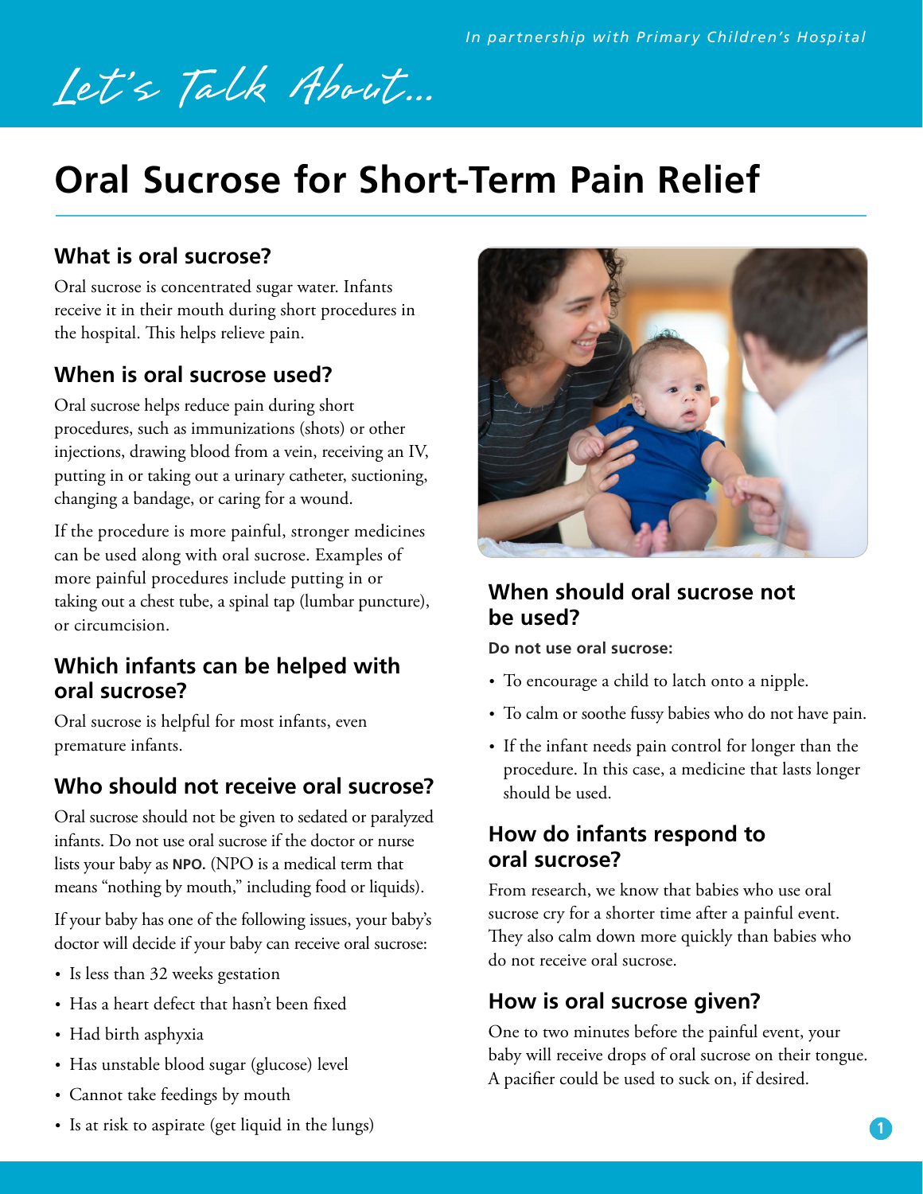In partnership with Primary Children's Hospital

*Let's Talk About...*

# Oral Sucrose for Short-Term Pain Relief

## What is oral sucrose?

Oral sucrose is concentrated sugar water. Infants receive it in their mouth during short procedures in the hospital. This helps relieve pain.

## When is oral sucrose used?

Oral sucrose helps reduce pain during short procedures, such as immunizations (shots) or other injections, drawing blood from a vein, receiving an IV, putting in or taking out a urinary catheter, suctioning, changing a bandage, or caring for a wound.

If the procedure is more painful, stronger medicines can be used along with oral sucrose. Examples of more painful procedures include putting in or taking out a chest tube, a spinal tap (lumbar puncture), or circumcision.

## Which infants can be helped with oral sucrose?

Oral sucrose is helpful for most infants, even premature infants.

## Who should not receive oral sucrose?

Oral sucrose should not be given to sedated or paralyzed infants. Do not use oral sucrose if the doctor or nurse lists your baby as **NPO**. (NPO is a medical term that means "nothing by mouth," including food or liquids).

If your baby has one of the following issues, your baby's doctor will decide if your baby can receive oral sucrose:

- Is less than 32 weeks gestation
- Has a heart defect that hasn't been fixed
- Had birth asphyxia
- Has unstable blood sugar (glucose) level
- Cannot take feedings by mouth
- Is at risk to aspirate (get liquid in the lungs)

## When should oral sucrose not be used?

**Do not use oral sucrose:**

- To encourage a child to latch onto a nipple.
- To calm or soothe fussy babies who do not have pain.
- If the infant needs pain control for longer than the procedure. In this case, a medicine that lasts longer should be used.

## How do infants respond to oral sucrose?

From research, we know that babies who use oral sucrose cry for a shorter time after a painful event. They also calm down more quickly than babies who do not receive oral sucrose.

## How is oral sucrose given?

One to two minutes before the painful event, your baby will receive drops of oral sucrose on their tongue. A pacifier could be used to suck on, if desired.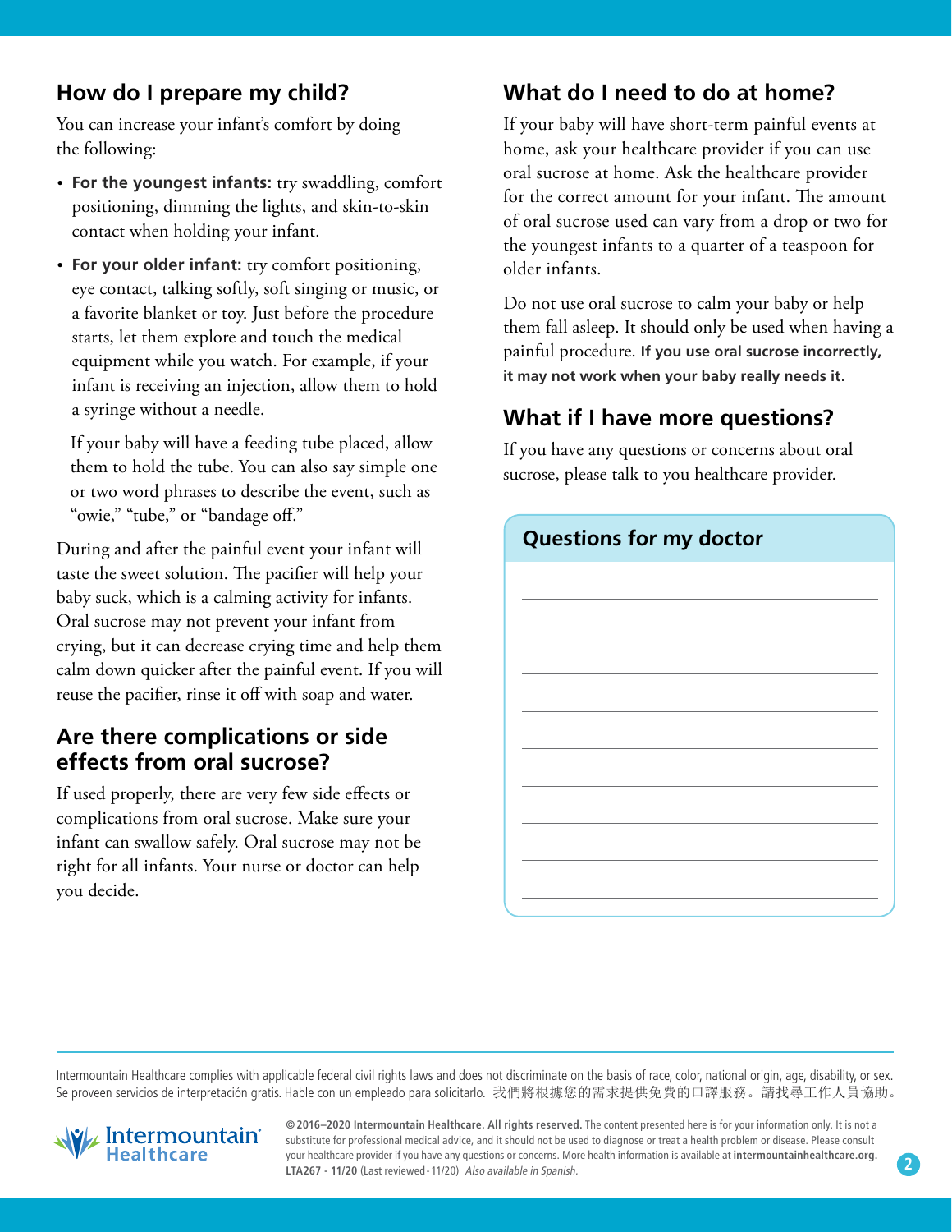## How do I prepare my child?

You can increase your infant's comfort by doing the following:

- **For the youngest infants:** try swaddling, comfort positioning, dimming the lights, and skin-to-skin contact when holding your infant.
- **For your older infant:** try comfort positioning, eye contact, talking softly, soft singing or music, or a favorite blanket or toy. Just before the procedure starts, let them explore and touch the medical equipment while you watch. For example, if your infant is receiving an injection, allow them to hold a syringe without a needle.

  If your baby will have a feeding tube placed, allow them to hold the tube. You can also say simple one or two word phrases to describe the event, such as "owie," "tube," or "bandage off."

During and after the painful event your infant will taste the sweet solution. The pacifier will help your baby suck, which is a calming activity for infants. Oral sucrose may not prevent your infant from crying, but it can decrease crying time and help them calm down quicker after the painful event. If you will reuse the pacifier, rinse it off with soap and water.

## Are there complications or side effects from oral sucrose?

If used properly, there are very few side effects or complications from oral sucrose. Make sure your infant can swallow safely. Oral sucrose may not be right for all infants. Your nurse or doctor can help you decide.

## What do I need to do at home?

If your baby will have short-term painful events at home, ask your healthcare provider if you can use oral sucrose at home. Ask the healthcare provider for the correct amount for your infant. The amount of oral sucrose used can vary from a drop or two for the youngest infants to a quarter of a teaspoon for older infants.

Do not use oral sucrose to calm your baby or help them fall asleep. It should only be used when having a painful procedure. **If you use oral sucrose incorrectly, it may not work when your baby really needs it.**

## What if I have more questions?

If you have any questions or concerns about oral sucrose, please talk to you healthcare provider.

**Questions for my doctor**

Intermountain Healthcare complies with applicable federal civil rights laws and does not discriminate on the basis of race, color, national origin, age, disability, or sex. Se proveen servicios de interpretación gratis. Hable con un empleado para solicitarlo. 我們將根據您的需求提供免費的口譯服務。請找尋工作人員協助。

Intermountain Healthcare

**© 2016–2020 Intermountain Healthcare. All rights reserved.** The content presented here is for your information only. It is not a substitute for professional medical advice, and it should not be used to diagnose or treat a health problem or disease. Please consult your healthcare provider if you have any questions or concerns. More health information is available at **intermountainhealthcare.org. LTA267 - 11/20** (Last reviewed - 11/20) *Also available in Spanish.*